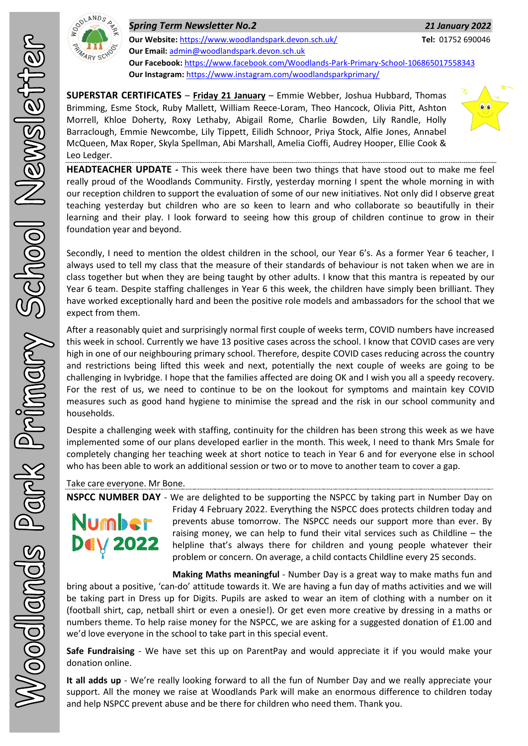# Woodlands Park Primary School Newsletter

***Spring Term Newsletter No.2*** — ***21 January 2022***

**Our Website:** https://www.woodlandspark.devon.sch.uk/ **Tel:** 01752 690046
**Our Email:** admin@woodlandspark.devon.sch.uk
**Our Facebook:** https://www.facebook.com/Woodlands-Park-Primary-School-106865017558343
**Our Instagram:** https://www.instagram.com/woodlandsparkprimary/

**SUPERSTAR CERTIFICATES** – **Friday 21 January** – Emmie Webber, Joshua Hubbard, Thomas Brimming, Esme Stock, Ruby Mallett, William Reece-Loram, Theo Hancock, Olivia Pitt, Ashton Morrell, Khloe Doherty, Roxy Lethaby, Abigail Rome, Charlie Bowden, Lily Randle, Holly Barraclough, Emmie Newcombe, Lily Tippett, Eilidh Schnoor, Priya Stock, Alfie Jones, Annabel McQueen, Max Roper, Skyla Spellman, Abi Marshall, Amelia Cioffi, Audrey Hooper, Ellie Cook & Leo Ledger.

**HEADTEACHER UPDATE -** This week there have been two things that have stood out to make me feel really proud of the Woodlands Community. Firstly, yesterday morning I spent the whole morning in with our reception children to support the evaluation of some of our new initiatives. Not only did I observe great teaching yesterday but children who are so keen to learn and who collaborate so beautifully in their learning and their play. I look forward to seeing how this group of children continue to grow in their foundation year and beyond.

Secondly, I need to mention the oldest children in the school, our Year 6's. As a former Year 6 teacher, I always used to tell my class that the measure of their standards of behaviour is not taken when we are in class together but when they are being taught by other adults. I know that this mantra is repeated by our Year 6 team. Despite staffing challenges in Year 6 this week, the children have simply been brilliant. They have worked exceptionally hard and been the positive role models and ambassadors for the school that we expect from them.

After a reasonably quiet and surprisingly normal first couple of weeks term, COVID numbers have increased this week in school. Currently we have 13 positive cases across the school. I know that COVID cases are very high in one of our neighbouring primary school. Therefore, despite COVID cases reducing across the country and restrictions being lifted this week and next, potentially the next couple of weeks are going to be challenging in Ivybridge. I hope that the families affected are doing OK and I wish you all a speedy recovery. For the rest of us, we need to continue to be on the lookout for symptoms and maintain key COVID measures such as good hand hygiene to minimise the spread and the risk in our school community and households.

Despite a challenging week with staffing, continuity for the children has been strong this week as we have implemented some of our plans developed earlier in the month. This week, I need to thank Mrs Smale for completely changing her teaching week at short notice to teach in Year 6 and for everyone else in school who has been able to work an additional session or two or to move to another team to cover a gap.

Take care everyone. Mr Bone.

**NSPCC NUMBER DAY** - We are delighted to be supporting the NSPCC by taking part in Number Day on Friday 4 February 2022. Everything the NSPCC does protects children today and prevents abuse tomorrow. The NSPCC needs our support more than ever. By raising money, we can help to fund their vital services such as Childline – the helpline that's always there for children and young people whatever their problem or concern. On average, a child contacts Childline every 25 seconds.

**Making Maths meaningful** - Number Day is a great way to make maths fun and bring about a positive, 'can-do' attitude towards it. We are having a fun day of maths activities and we will be taking part in Dress up for Digits. Pupils are asked to wear an item of clothing with a number on it (football shirt, cap, netball shirt or even a onesie!). Or get even more creative by dressing in a maths or numbers theme. To help raise money for the NSPCC, we are asking for a suggested donation of £1.00 and we'd love everyone in the school to take part in this special event.

**Safe Fundraising** - We have set this up on ParentPay and would appreciate it if you would make your donation online.

**It all adds up** - We're really looking forward to all the fun of Number Day and we really appreciate your support. All the money we raise at Woodlands Park will make an enormous difference to children today and help NSPCC prevent abuse and be there for children who need them. Thank you.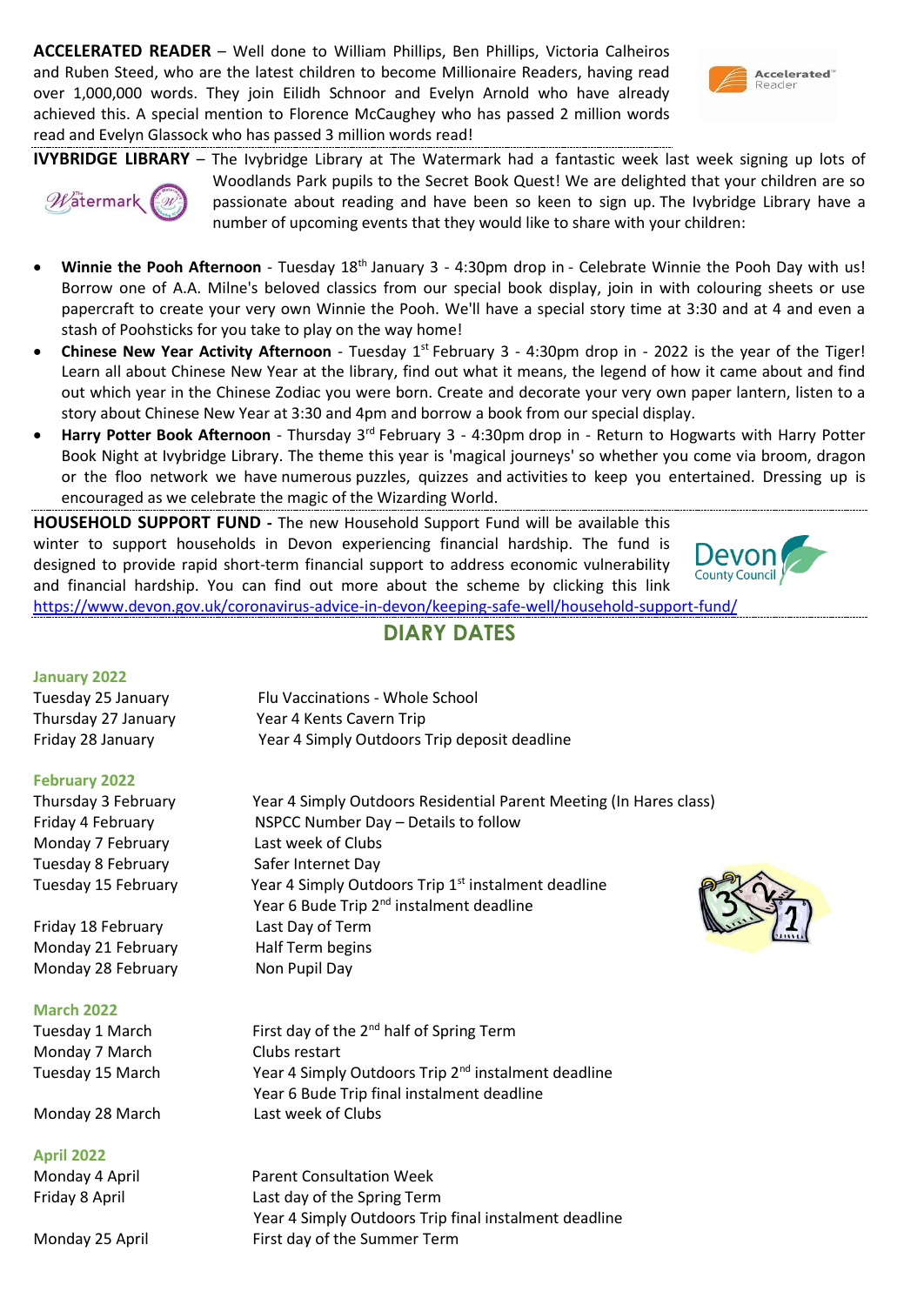**ACCELERATED READER** – Well done to William Phillips, Ben Phillips, Victoria Calheiros and Ruben Steed, who are the latest children to become Millionaire Readers, having read over 1,000,000 words. They join Eilidh Schnoor and Evelyn Arnold who have already achieved this. A special mention to Florence McCaughey who has passed 2 million words read and Evelyn Glassock who has passed 3 million words read!

**IVYBRIDGE LIBRARY** – The Ivybridge Library at The Watermark had a fantastic week last week signing up lots of Woodlands Park pupils to the Secret Book Quest! We are delighted that your children are so passionate about reading and have been so keen to sign up. The Ivybridge Library have a number of upcoming events that they would like to share with your children:

- **Winnie the Pooh Afternoon** - Tuesday 18th January 3 - 4:30pm drop in - Celebrate Winnie the Pooh Day with us! Borrow one of A.A. Milne's beloved classics from our special book display, join in with colouring sheets or use papercraft to create your very own Winnie the Pooh. We'll have a special story time at 3:30 and at 4 and even a stash of Poohsticks for you take to play on the way home!
- **Chinese New Year Activity Afternoon** - Tuesday 1st February 3 - 4:30pm drop in - 2022 is the year of the Tiger! Learn all about Chinese New Year at the library, find out what it means, the legend of how it came about and find out which year in the Chinese Zodiac you were born. Create and decorate your very own paper lantern, listen to a story about Chinese New Year at 3:30 and 4pm and borrow a book from our special display.
- **Harry Potter Book Afternoon** - Thursday 3rd February 3 - 4:30pm drop in - Return to Hogwarts with Harry Potter Book Night at Ivybridge Library. The theme this year is 'magical journeys' so whether you come via broom, dragon or the floo network we have numerous puzzles, quizzes and activities to keep you entertained. Dressing up is encouraged as we celebrate the magic of the Wizarding World.

**HOUSEHOLD SUPPORT FUND -** The new Household Support Fund will be available this winter to support households in Devon experiencing financial hardship. The fund is designed to provide rapid short-term financial support to address economic vulnerability and financial hardship. You can find out more about the scheme by clicking this link https://www.devon.gov.uk/coronavirus-advice-in-devon/keeping-safe-well/household-support-fund/

## DIARY DATES

**January 2022**

| | |
|---|---|
| Tuesday 25 January | Flu Vaccinations - Whole School |
| Thursday 27 January | Year 4 Kents Cavern Trip |
| Friday 28 January | Year 4 Simply Outdoors Trip deposit deadline |

**February 2022**

| | |
|---|---|
| Thursday 3 February | Year 4 Simply Outdoors Residential Parent Meeting (In Hares class) |
| Friday 4 February | NSPCC Number Day – Details to follow |
| Monday 7 February | Last week of Clubs |
| Tuesday 8 February | Safer Internet Day |
| Tuesday 15 February | Year 4 Simply Outdoors Trip 1st instalment deadline<br>Year 6 Bude Trip 2nd instalment deadline |
| Friday 18 February | Last Day of Term |
| Monday 21 February | Half Term begins |
| Monday 28 February | Non Pupil Day |

**March 2022**

| | |
|---|---|
| Tuesday 1 March | First day of the 2nd half of Spring Term |
| Monday 7 March | Clubs restart |
| Tuesday 15 March | Year 4 Simply Outdoors Trip 2nd instalment deadline<br>Year 6 Bude Trip final instalment deadline |
| Monday 28 March | Last week of Clubs |

**April 2022**

| | |
|---|---|
| Monday 4 April | Parent Consultation Week |
| Friday 8 April | Last day of the Spring Term<br>Year 4 Simply Outdoors Trip final instalment deadline |
| Monday 25 April | First day of the Summer Term |